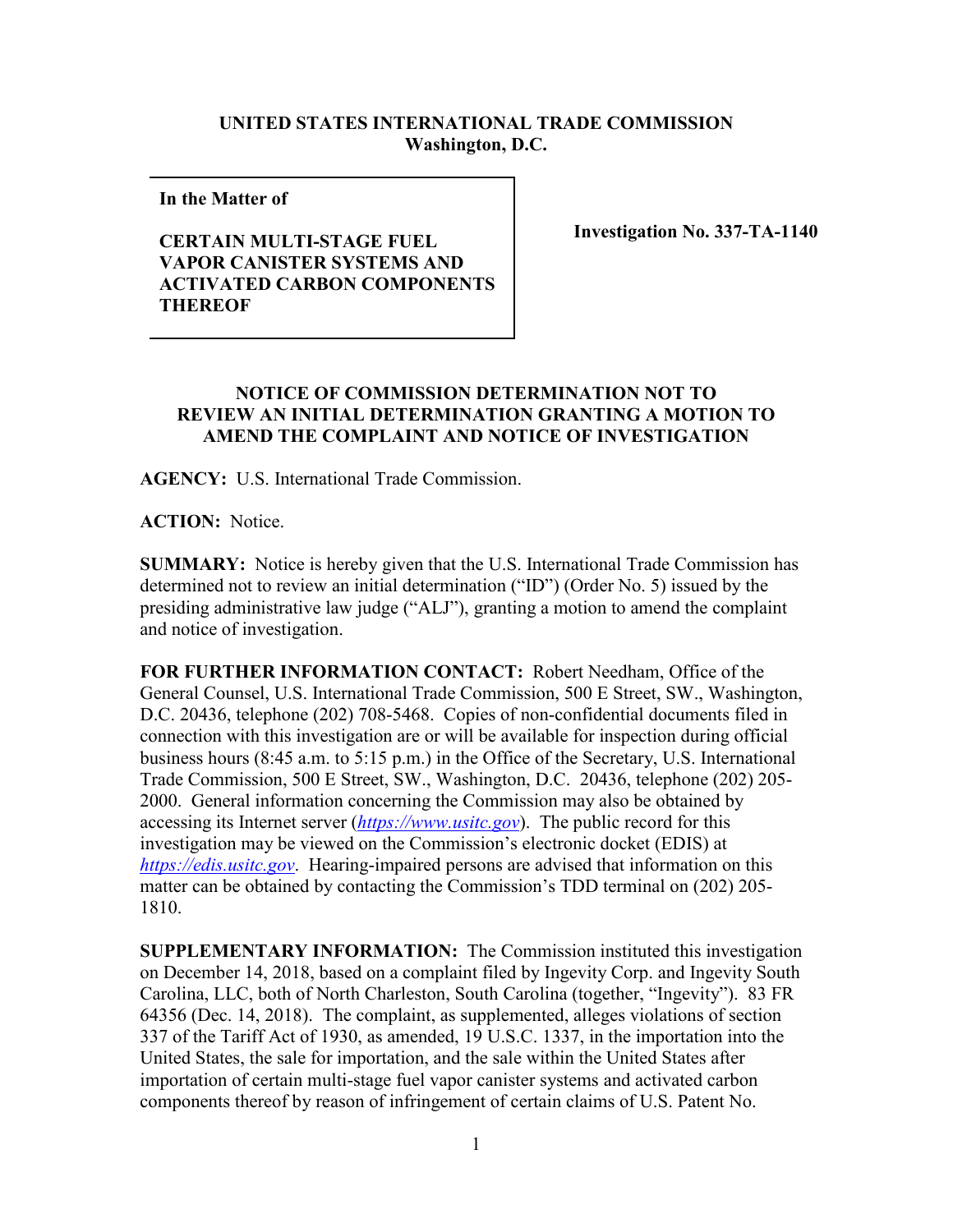**UNITED STATES INTERNATIONAL TRADE COMMISSION**
**Washington, D.C.**

| In the Matter of<br><br>**CERTAIN MULTI-STAGE FUEL VAPOR CANISTER SYSTEMS AND ACTIVATED CARBON COMPONENTS THEREOF** | **Investigation No. 337-TA-1140** |
|---|---|

## NOTICE OF COMMISSION DETERMINATION NOT TO REVIEW AN INITIAL DETERMINATION GRANTING A MOTION TO AMEND THE COMPLAINT AND NOTICE OF INVESTIGATION

**AGENCY:** U.S. International Trade Commission.

**ACTION:** Notice.

**SUMMARY:** Notice is hereby given that the U.S. International Trade Commission has determined not to review an initial determination ("ID") (Order No. 5) issued by the presiding administrative law judge ("ALJ"), granting a motion to amend the complaint and notice of investigation.

**FOR FURTHER INFORMATION CONTACT:** Robert Needham, Office of the General Counsel, U.S. International Trade Commission, 500 E Street, SW., Washington, D.C. 20436, telephone (202) 708-5468. Copies of non-confidential documents filed in connection with this investigation are or will be available for inspection during official business hours (8:45 a.m. to 5:15 p.m.) in the Office of the Secretary, U.S. International Trade Commission, 500 E Street, SW., Washington, D.C. 20436, telephone (202) 205-2000. General information concerning the Commission may also be obtained by accessing its Internet server (*https://www.usitc.gov*). The public record for this investigation may be viewed on the Commission's electronic docket (EDIS) at *https://edis.usitc.gov*. Hearing-impaired persons are advised that information on this matter can be obtained by contacting the Commission's TDD terminal on (202) 205-1810.

**SUPPLEMENTARY INFORMATION:** The Commission instituted this investigation on December 14, 2018, based on a complaint filed by Ingevity Corp. and Ingevity South Carolina, LLC, both of North Charleston, South Carolina (together, "Ingevity"). 83 FR 64356 (Dec. 14, 2018). The complaint, as supplemented, alleges violations of section 337 of the Tariff Act of 1930, as amended, 19 U.S.C. 1337, in the importation into the United States, the sale for importation, and the sale within the United States after importation of certain multi-stage fuel vapor canister systems and activated carbon components thereof by reason of infringement of certain claims of U.S. Patent No.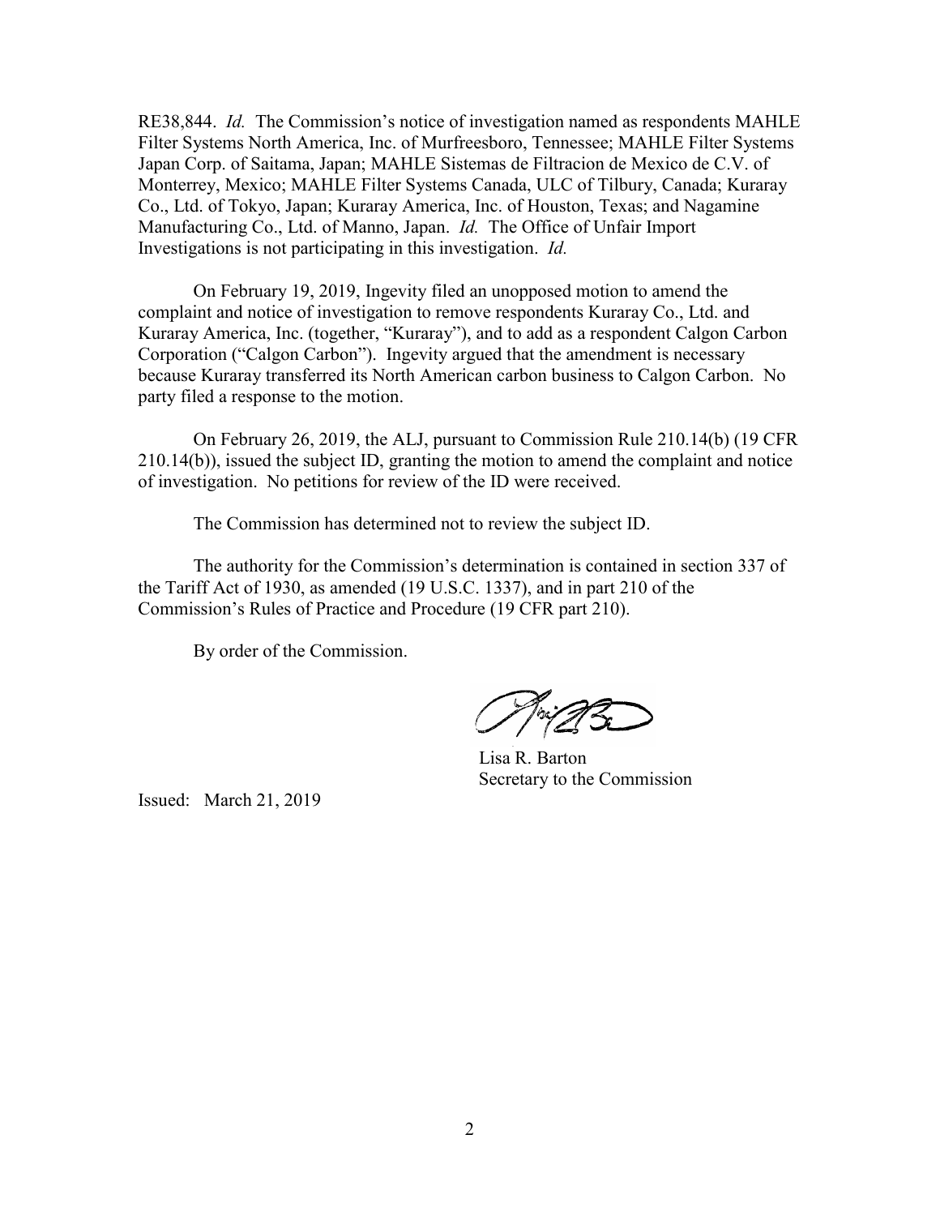RE38,844. *Id.* The Commission's notice of investigation named as respondents MAHLE Filter Systems North America, Inc. of Murfreesboro, Tennessee; MAHLE Filter Systems Japan Corp. of Saitama, Japan; MAHLE Sistemas de Filtracion de Mexico de C.V. of Monterrey, Mexico; MAHLE Filter Systems Canada, ULC of Tilbury, Canada; Kuraray Co., Ltd. of Tokyo, Japan; Kuraray America, Inc. of Houston, Texas; and Nagamine Manufacturing Co., Ltd. of Manno, Japan. *Id.* The Office of Unfair Import Investigations is not participating in this investigation. *Id.*

On February 19, 2019, Ingevity filed an unopposed motion to amend the complaint and notice of investigation to remove respondents Kuraray Co., Ltd. and Kuraray America, Inc. (together, "Kuraray"), and to add as a respondent Calgon Carbon Corporation ("Calgon Carbon"). Ingevity argued that the amendment is necessary because Kuraray transferred its North American carbon business to Calgon Carbon. No party filed a response to the motion.

On February 26, 2019, the ALJ, pursuant to Commission Rule 210.14(b) (19 CFR 210.14(b)), issued the subject ID, granting the motion to amend the complaint and notice of investigation. No petitions for review of the ID were received.

The Commission has determined not to review the subject ID.

The authority for the Commission's determination is contained in section 337 of the Tariff Act of 1930, as amended (19 U.S.C. 1337), and in part 210 of the Commission's Rules of Practice and Procedure (19 CFR part 210).

By order of the Commission.

Lisa R. Barton
Secretary to the Commission

Issued: March 21, 2019